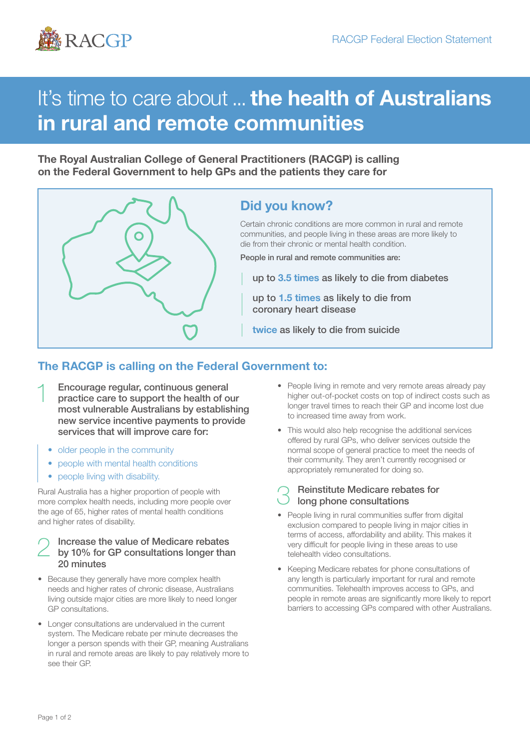# It's time to care about ... **the health of Australians in rural and remote communities**

**The Royal Australian College of General Practitioners (RACGP) is calling on the Federal Government to help GPs and the patients they care for**

## Did you know?

Certain chronic conditions are more common in rural and remote communities, and people living in these areas are more likely to die from their chronic or mental health condition.

People in rural and remote communities are:

- up to **3.5 times** as likely to die from diabetes
- up to **1.5 times** as likely to die from coronary heart disease
- **twice** as likely to die from suicide

## The RACGP is calling on the Federal Government to:

### 1 Encourage regular, continuous general practice care to support the health of our most vulnerable Australians by establishing new service incentive payments to provide services that will improve care for:

- older people in the community
- people with mental health conditions
- people living with disability.

Rural Australia has a higher proportion of people with more complex health needs, including more people over the age of 65, higher rates of mental health conditions and higher rates of disability.

### 2 Increase the value of Medicare rebates by 10% for GP consultations longer than 20 minutes

- Because they generally have more complex health needs and higher rates of chronic disease, Australians living outside major cities are more likely to need longer GP consultations.
- Longer consultations are undervalued in the current system. The Medicare rebate per minute decreases the longer a person spends with their GP, meaning Australians in rural and remote areas are likely to pay relatively more to see their GP.
- People living in remote and very remote areas already pay higher out-of-pocket costs on top of indirect costs such as longer travel times to reach their GP and income lost due to increased time away from work.
- This would also help recognise the additional services offered by rural GPs, who deliver services outside the normal scope of general practice to meet the needs of their community. They aren't currently recognised or appropriately remunerated for doing so.

### 3 Reinstitute Medicare rebates for long phone consultations

- People living in rural communities suffer from digital exclusion compared to people living in major cities in terms of access, affordability and ability. This makes it very difficult for people living in these areas to use telehealth video consultations.
- Keeping Medicare rebates for phone consultations of any length is particularly important for rural and remote communities. Telehealth improves access to GPs, and people in remote areas are significantly more likely to report barriers to accessing GPs compared with other Australians.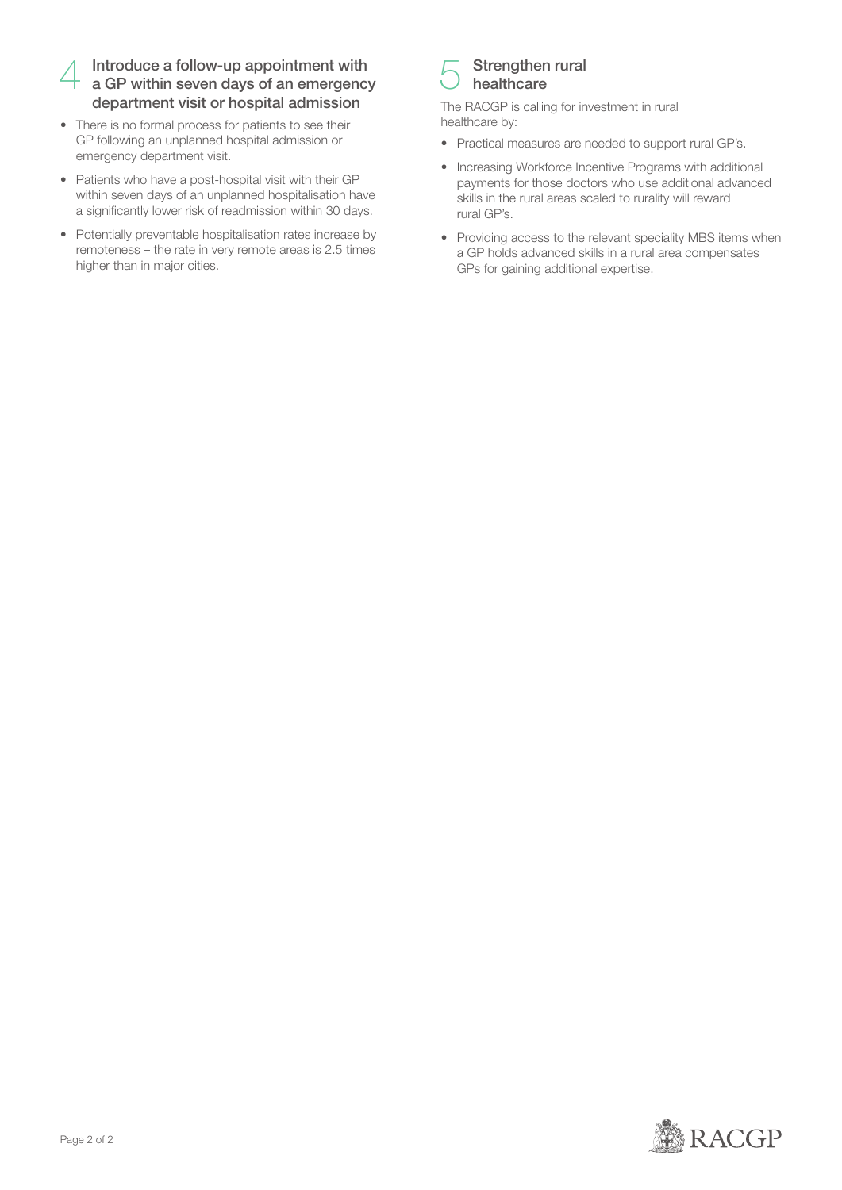## 4 Introduce a follow-up appointment with a GP within seven days of an emergency department visit or hospital admission

- There is no formal process for patients to see their GP following an unplanned hospital admission or emergency department visit.
- Patients who have a post-hospital visit with their GP within seven days of an unplanned hospitalisation have a significantly lower risk of readmission within 30 days.
- Potentially preventable hospitalisation rates increase by remoteness – the rate in very remote areas is 2.5 times higher than in major cities.

## 5 Strengthen rural healthcare

The RACGP is calling for investment in rural healthcare by:

- Practical measures are needed to support rural GP's.
- Increasing Workforce Incentive Programs with additional payments for those doctors who use additional advanced skills in the rural areas scaled to rurality will reward rural GP's.
- Providing access to the relevant speciality MBS items when a GP holds advanced skills in a rural area compensates GPs for gaining additional expertise.